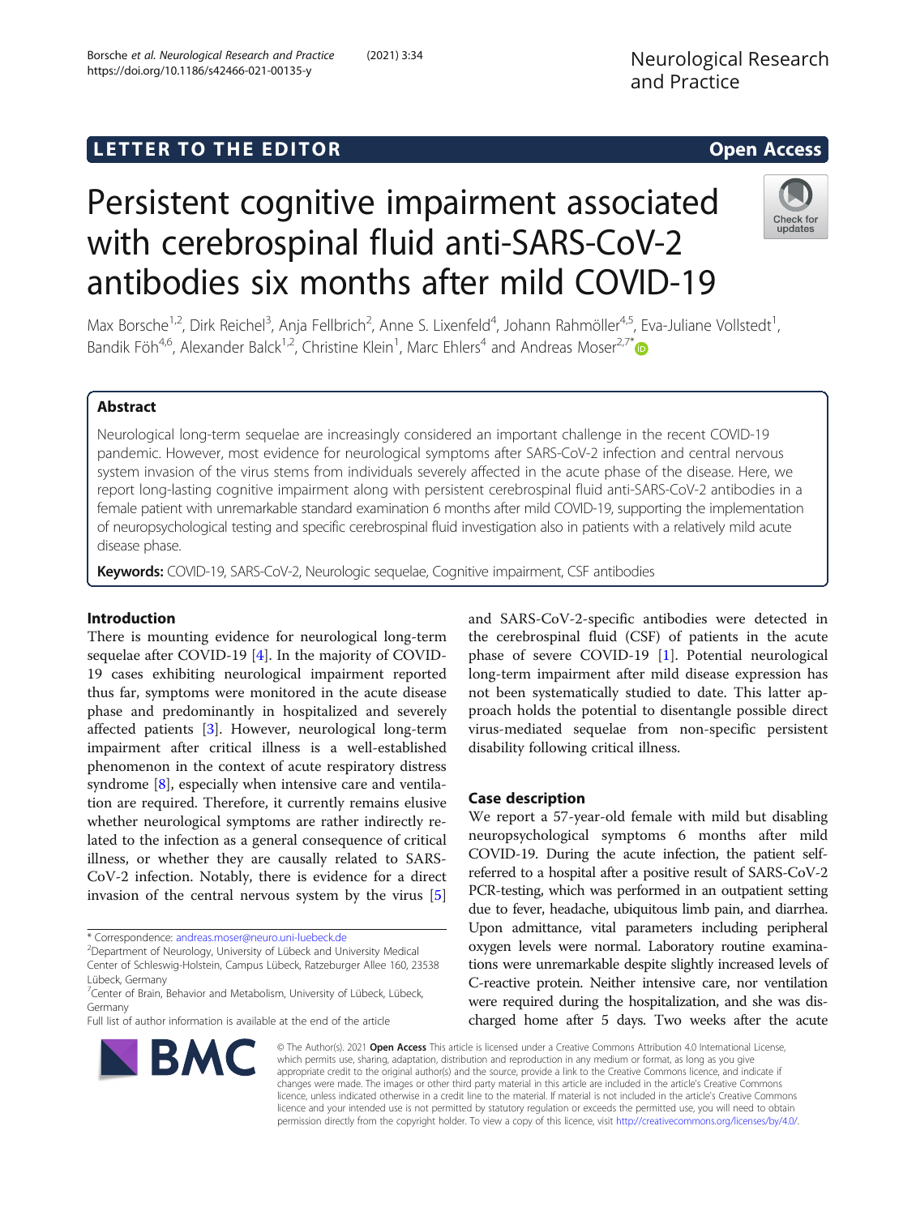LETTER TO THE EDITOR

Open Access

# Persistent cognitive impairment associated with cerebrospinal fluid anti-SARS-CoV-2 antibodies six months after mild COVID-19

Max Borsche[1,2], Dirk Reichel[3], Anja Fellbrich[2], Anne S. Lixenfeld[4], Johann Rahmöller[4,5], Eva-Juliane Vollstedt[1], Bandik Föh[4,6], Alexander Balck[1,2], Christine Klein[1], Marc Ehlers[4] and Andreas Moser[2,7*]

## Abstract

Neurological long-term sequelae are increasingly considered an important challenge in the recent COVID-19 pandemic. However, most evidence for neurological symptoms after SARS-CoV-2 infection and central nervous system invasion of the virus stems from individuals severely affected in the acute phase of the disease. Here, we report long-lasting cognitive impairment along with persistent cerebrospinal fluid anti-SARS-CoV-2 antibodies in a female patient with unremarkable standard examination 6 months after mild COVID-19, supporting the implementation of neuropsychological testing and specific cerebrospinal fluid investigation also in patients with a relatively mild acute disease phase.

**Keywords:** COVID-19, SARS-CoV-2, Neurologic sequelae, Cognitive impairment, CSF antibodies

## Introduction

There is mounting evidence for neurological long-term sequelae after COVID-19 [4]. In the majority of COVID-19 cases exhibiting neurological impairment reported thus far, symptoms were monitored in the acute disease phase and predominantly in hospitalized and severely affected patients [3]. However, neurological long-term impairment after critical illness is a well-established phenomenon in the context of acute respiratory distress syndrome [8], especially when intensive care and ventilation are required. Therefore, it currently remains elusive whether neurological symptoms are rather indirectly related to the infection as a general consequence of critical illness, or whether they are causally related to SARS-CoV-2 infection. Notably, there is evidence for a direct invasion of the central nervous system by the virus [5] and SARS-CoV-2-specific antibodies were detected in the cerebrospinal fluid (CSF) of patients in the acute phase of severe COVID-19 [1]. Potential neurological long-term impairment after mild disease expression has not been systematically studied to date. This latter approach holds the potential to disentangle possible direct virus-mediated sequelae from non-specific persistent disability following critical illness.

## Case description

We report a 57-year-old female with mild but disabling neuropsychological symptoms 6 months after mild COVID-19. During the acute infection, the patient self-referred to a hospital after a positive result of SARS-CoV-2 PCR-testing, which was performed in an outpatient setting due to fever, headache, ubiquitous limb pain, and diarrhea. Upon admittance, vital parameters including peripheral oxygen levels were normal. Laboratory routine examinations were unremarkable despite slightly increased levels of C-reactive protein. Neither intensive care, nor ventilation were required during the hospitalization, and she was discharged home after 5 days. Two weeks after the acute

\* Correspondence: andreas.moser@neuro.uni-luebeck.de
[2]Department of Neurology, University of Lübeck and University Medical Center of Schleswig-Holstein, Campus Lübeck, Ratzeburger Allee 160, 23538 Lübeck, Germany
[7]Center of Brain, Behavior and Metabolism, University of Lübeck, Lübeck, Germany
Full list of author information is available at the end of the article

© The Author(s). 2021 **Open Access** This article is licensed under a Creative Commons Attribution 4.0 International License, which permits use, sharing, adaptation, distribution and reproduction in any medium or format, as long as you give appropriate credit to the original author(s) and the source, provide a link to the Creative Commons licence, and indicate if changes were made. The images or other third party material in this article are included in the article's Creative Commons licence, unless indicated otherwise in a credit line to the material. If material is not included in the article's Creative Commons licence and your intended use is not permitted by statutory regulation or exceeds the permitted use, you will need to obtain permission directly from the copyright holder. To view a copy of this licence, visit http://creativecommons.org/licenses/by/4.0/.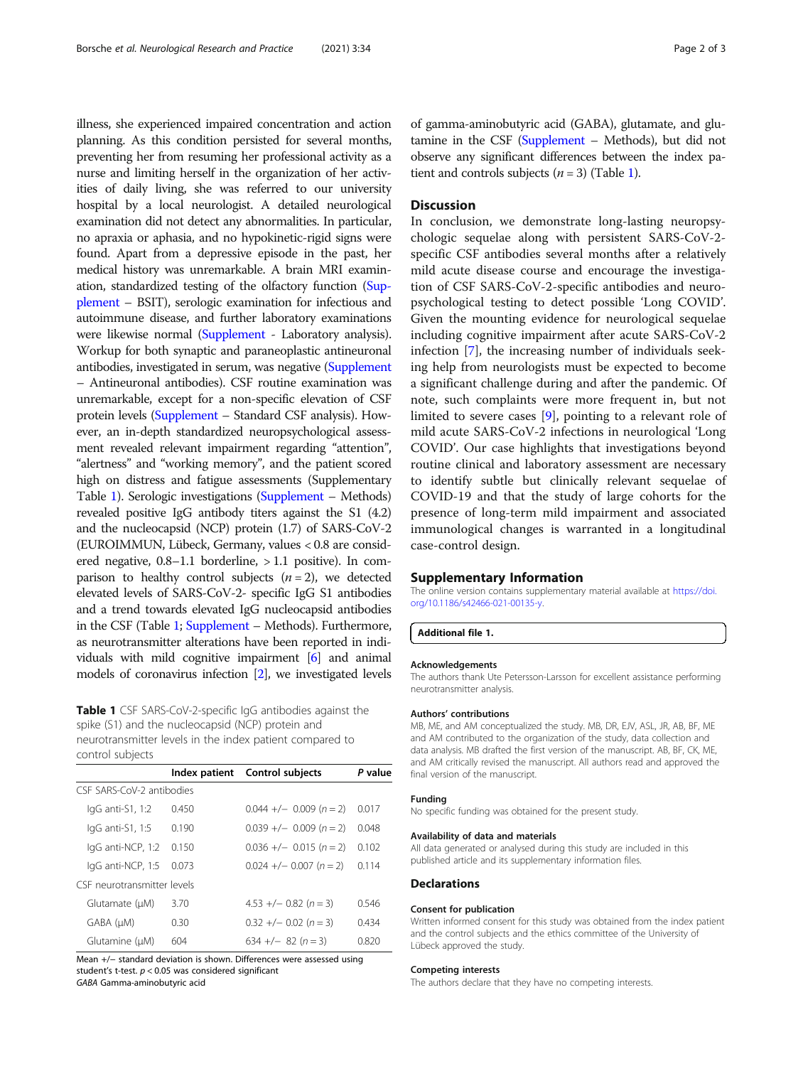illness, she experienced impaired concentration and action planning. As this condition persisted for several months, preventing her from resuming her professional activity as a nurse and limiting herself in the organization of her activities of daily living, she was referred to our university hospital by a local neurologist. A detailed neurological examination did not detect any abnormalities. In particular, no apraxia or aphasia, and no hypokinetic-rigid signs were found. Apart from a depressive episode in the past, her medical history was unremarkable. A brain MRI examination, standardized testing of the olfactory function (Supplement – BSIT), serologic examination for infectious and autoimmune disease, and further laboratory examinations were likewise normal (Supplement - Laboratory analysis). Workup for both synaptic and paraneoplastic antineuronal antibodies, investigated in serum, was negative (Supplement – Antineuronal antibodies). CSF routine examination was unremarkable, except for a non-specific elevation of CSF protein levels (Supplement – Standard CSF analysis). However, an in-depth standardized neuropsychological assessment revealed relevant impairment regarding "attention", "alertness" and "working memory", and the patient scored high on distress and fatigue assessments (Supplementary Table 1). Serologic investigations (Supplement – Methods) revealed positive IgG antibody titers against the S1 (4.2) and the nucleocapsid (NCP) protein (1.7) of SARS-CoV-2 (EUROIMMUN, Lübeck, Germany, values < 0.8 are considered negative, 0.8–1.1 borderline, > 1.1 positive). In comparison to healthy control subjects ($n = 2$), we detected elevated levels of SARS-CoV-2- specific IgG S1 antibodies and a trend towards elevated IgG nucleocapsid antibodies in the CSF (Table 1; Supplement – Methods). Furthermore, as neurotransmitter alterations have been reported in individuals with mild cognitive impairment [6] and animal models of coronavirus infection [2], we investigated levels of gamma-aminobutyric acid (GABA), glutamate, and glutamine in the CSF (Supplement – Methods), but did not observe any significant differences between the index patient and controls subjects ($n = 3$) (Table 1).

**Table 1** CSF SARS-CoV-2-specific IgG antibodies against the spike (S1) and the nucleocapsid (NCP) protein and neurotransmitter levels in the index patient compared to control subjects

| | Index patient | Control subjects | *P* value |
|---|---|---|---|
| CSF SARS-CoV-2 antibodies | | | |
| IgG anti-S1, 1:2 | 0.450 | 0.044 +/− 0.009 ($n = 2$) | 0.017 |
| IgG anti-S1, 1:5 | 0.190 | 0.039 +/− 0.009 ($n = 2$) | 0.048 |
| IgG anti-NCP, 1:2 | 0.150 | 0.036 +/− 0.015 ($n = 2$) | 0.102 |
| IgG anti-NCP, 1:5 | 0.073 | 0.024 +/− 0.007 ($n = 2$) | 0.114 |
| CSF neurotransmitter levels | | | |
| Glutamate (μM) | 3.70 | 4.53 +/− 0.82 ($n = 3$) | 0.546 |
| GABA (μM) | 0.30 | 0.32 +/− 0.02 ($n = 3$) | 0.434 |
| Glutamine (μM) | 604 | 634 +/− 82 ($n = 3$) | 0.820 |

Mean +/− standard deviation is shown. Differences were assessed using student's t-test. $p < 0.05$ was considered significant
*GABA* Gamma-aminobutyric acid

## Discussion

In conclusion, we demonstrate long-lasting neuropsychologic sequelae along with persistent SARS-CoV-2-specific CSF antibodies several months after a relatively mild acute disease course and encourage the investigation of CSF SARS-CoV-2-specific antibodies and neuropsychological testing to detect possible 'Long COVID'. Given the mounting evidence for neurological sequelae including cognitive impairment after acute SARS-CoV-2 infection [7], the increasing number of individuals seeking help from neurologists must be expected to become a significant challenge during and after the pandemic. Of note, such complaints were more frequent in, but not limited to severe cases [9], pointing to a relevant role of mild acute SARS-CoV-2 infections in neurological 'Long COVID'. Our case highlights that investigations beyond routine clinical and laboratory assessment are necessary to identify subtle but clinically relevant sequelae of COVID-19 and that the study of large cohorts for the presence of long-term mild impairment and associated immunological changes is warranted in a longitudinal case-control design.

## Supplementary Information

The online version contains supplementary material available at https://doi.org/10.1186/s42466-021-00135-y.

**Additional file 1.**

### Acknowledgements

The authors thank Ute Petersson-Larsson for excellent assistance performing neurotransmitter analysis.

### Authors' contributions

MB, ME, and AM conceptualized the study. MB, DR, EJV, ASL, JR, AB, BF, ME and AM contributed to the organization of the study, data collection and data analysis. MB drafted the first version of the manuscript. AB, BF, CK, ME, and AM critically revised the manuscript. All authors read and approved the final version of the manuscript.

### Funding

No specific funding was obtained for the present study.

### Availability of data and materials

All data generated or analysed during this study are included in this published article and its supplementary information files.

## Declarations

### Consent for publication

Written informed consent for this study was obtained from the index patient and the control subjects and the ethics committee of the University of Lübeck approved the study.

### Competing interests

The authors declare that they have no competing interests.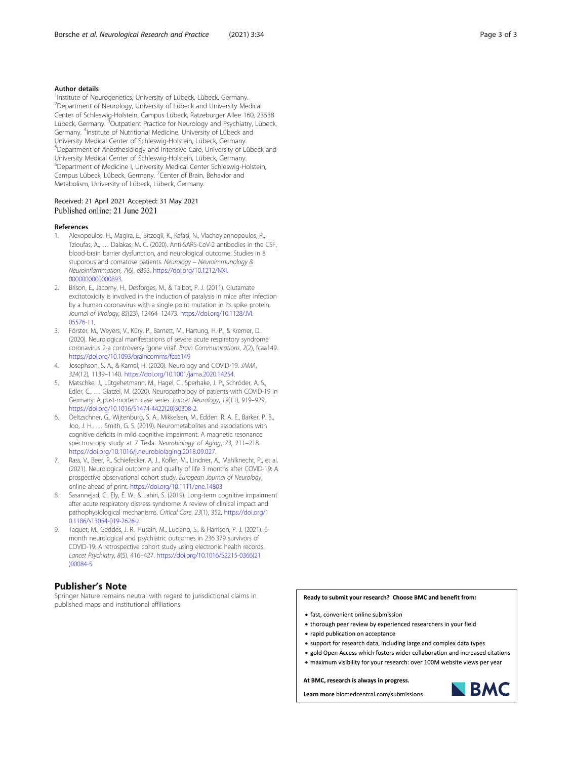### Author details

[1]Institute of Neurogenetics, University of Lübeck, Lübeck, Germany. [2]Department of Neurology, University of Lübeck and University Medical Center of Schleswig-Holstein, Campus Lübeck, Ratzeburger Allee 160, 23538 Lübeck, Germany. [3]Outpatient Practice for Neurology and Psychiatry, Lübeck, Germany. [4]Institute of Nutritional Medicine, University of Lübeck and University Medical Center of Schleswig-Holstein, Lübeck, Germany. [5]Department of Anesthesiology and Intensive Care, University of Lübeck and University Medical Center of Schleswig-Holstein, Lübeck, Germany. [6]Department of Medicine I, University Medical Center Schleswig-Holstein, Campus Lübeck, Lübeck, Germany. [7]Center of Brain, Behavior and Metabolism, University of Lübeck, Lübeck, Germany.

Received: 21 April 2021 Accepted: 31 May 2021
Published online: 21 June 2021

### References

1. Alexopoulos, H., Magira, E., Bitzogli, K., Kafasi, N., Vlachoyiannopoulos, P., Tzioufas, A., … Dalakas, M. C. (2020). Anti-SARS-CoV-2 antibodies in the CSF, blood-brain barrier dysfunction, and neurological outcome: Studies in 8 stuporous and comatose patients. *Neurology – Neuroimmunology & Neuroinflammation*, *7*(6), e893. https://doi.org/10.1212/NXI.0000000000000893.
2. Brison, E., Jacomy, H., Desforges, M., & Talbot, P. J. (2011). Glutamate excitotoxicity is involved in the induction of paralysis in mice after infection by a human coronavirus with a single point mutation in its spike protein. *Journal of Virology*, *85*(23), 12464–12473. https://doi.org/10.1128/JVI.05576-11.
3. Förster, M., Weyers, V., Küry, P., Barnett, M., Hartung, H.-P., & Kremer, D. (2020). Neurological manifestations of severe acute respiratory syndrome coronavirus 2-a controversy 'gone viral'. *Brain Communications*, *2*(2), fcaa149. https://doi.org/10.1093/braincomms/fcaa149
4. Josephson, S. A., & Kamel, H. (2020). Neurology and COVID-19. *JAMA*, *324*(12), 1139–1140. https://doi.org/10.1001/jama.2020.14254.
5. Matschke, J., Lütgehetmann, M., Hagel, C., Sperhake, J. P., Schröder, A. S., Edler, C., … Glatzel, M. (2020). Neuropathology of patients with COVID-19 in Germany: A post-mortem case series. *Lancet Neurology*, *19*(11), 919–929. https://doi.org/10.1016/S1474-4422(20)30308-2.
6. Oeltzschner, G., Wijtenburg, S. A., Mikkelsen, M., Edden, R. A. E., Barker, P. B., Joo, J. H., … Smith, G. S. (2019). Neurometabolites and associations with cognitive deficits in mild cognitive impairment: A magnetic resonance spectroscopy study at 7 Tesla. *Neurobiology of Aging*, *73*, 211–218. https://doi.org/10.1016/j.neurobiolaging.2018.09.027.
7. Rass, V., Beer, R., Schiefecker, A. J., Kofler, M., Lindner, A., Mahlknecht, P., et al. (2021). Neurological outcome and quality of life 3 months after COVID-19: A prospective observational cohort study. *European Journal of Neurology*, online ahead of print. https://doi.org/10.1111/ene.14803
8. Sasannejad, C., Ely, E. W., & Lahiri, S. (2019). Long-term cognitive impairment after acute respiratory distress syndrome: A review of clinical impact and pathophysiological mechanisms. *Critical Care*, *23*(1), 352. https://doi.org/10.1186/s13054-019-2626-z.
9. Taquet, M., Geddes, J. R., Husain, M., Luciano, S., & Harrison, P. J. (2021). 6-month neurological and psychiatric outcomes in 236 379 survivors of COVID-19: A retrospective cohort study using electronic health records. *Lancet Psychiatry*, *8*(5), 416–427. https://doi.org/10.1016/S2215-0366(21)00084-5.

## Publisher's Note

Springer Nature remains neutral with regard to jurisdictional claims in published maps and institutional affiliations.

**Ready to submit your research? Choose BMC and benefit from:**

- fast, convenient online submission
- thorough peer review by experienced researchers in your field
- rapid publication on acceptance
- support for research data, including large and complex data types
- gold Open Access which fosters wider collaboration and increased citations
- maximum visibility for your research: over 100M website views per year

**At BMC, research is always in progress.**

**Learn more** biomedcentral.com/submissions

BMC